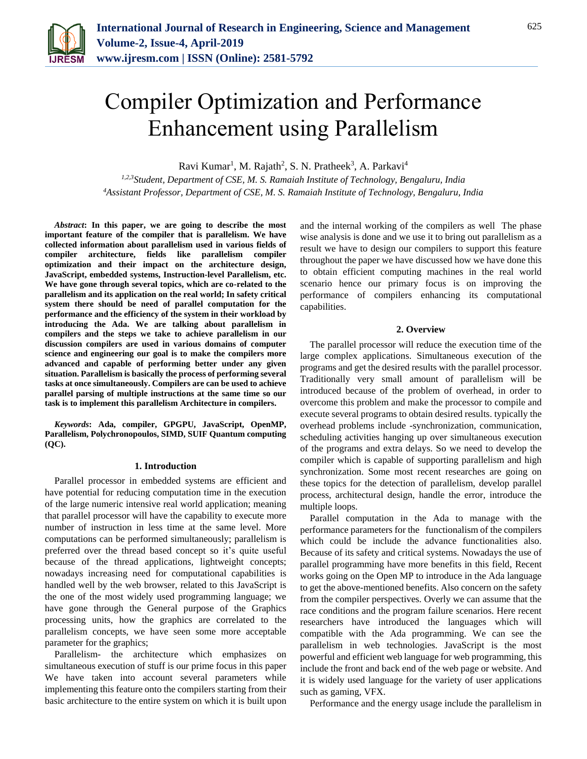# Compiler Optimization and Performance Enhancement using Parallelism

Ravi Kumar[1], M. Rajath[2], S. N. Pratheek[3], A. Parkavi[4]

[1,2,3]*Student, Department of CSE, M. S. Ramaiah Institute of Technology, Bengaluru, India*
[4]*Assistant Professor, Department of CSE, M. S. Ramaiah Institute of Technology, Bengaluru, India*

***Abstract*: In this paper, we are going to describe the most important feature of the compiler that is parallelism. We have collected information about parallelism used in various fields of compiler architecture, fields like parallelism compiler optimization and their impact on the architecture design, JavaScript, embedded systems, Instruction-level Parallelism, etc. We have gone through several topics, which are co-related to the parallelism and its application on the real world; In safety critical system there should be need of parallel computation for the performance and the efficiency of the system in their workload by introducing the Ada. We are talking about parallelism in compilers and the steps we take to achieve parallelism in our discussion compilers are used in various domains of computer science and engineering our goal is to make the compilers more advanced and capable of performing better under any given situation. Parallelism is basically the process of performing several tasks at once simultaneously. Compilers are can be used to achieve parallel parsing of multiple instructions at the same time so our task is to implement this parallelism Architecture in compilers.**

***Keywords*: Ada, compiler, GPGPU, JavaScript, OpenMP, Parallelism, Polychronopoulos, SIMD, SUIF Quantum computing (QC).**

## 1. Introduction

Parallel processor in embedded systems are efficient and have potential for reducing computation time in the execution of the large numeric intensive real world application; meaning that parallel processor will have the capability to execute more number of instruction in less time at the same level. More computations can be performed simultaneously; parallelism is preferred over the thread based concept so it's quite useful because of the thread applications, lightweight concepts; nowadays increasing need for computational capabilities is handled well by the web browser, related to this JavaScript is the one of the most widely used programming language; we have gone through the General purpose of the Graphics processing units, how the graphics are correlated to the parallelism concepts, we have seen some more acceptable parameter for the graphics;

Parallelism- the architecture which emphasizes on simultaneous execution of stuff is our prime focus in this paper We have taken into account several parameters while implementing this feature onto the compilers starting from their basic architecture to the entire system on which it is built upon and the internal working of the compilers as well The phase wise analysis is done and we use it to bring out parallelism as a result we have to design our compilers to support this feature throughout the paper we have discussed how we have done this to obtain efficient computing machines in the real world scenario hence our primary focus is on improving the performance of compilers enhancing its computational capabilities.

## 2. Overview

The parallel processor will reduce the execution time of the large complex applications. Simultaneous execution of the programs and get the desired results with the parallel processor. Traditionally very small amount of parallelism will be introduced because of the problem of overhead, in order to overcome this problem and make the processor to compile and execute several programs to obtain desired results. typically the overhead problems include -synchronization, communication, scheduling activities hanging up over simultaneous execution of the programs and extra delays. So we need to develop the compiler which is capable of supporting parallelism and high synchronization. Some most recent researches are going on these topics for the detection of parallelism, develop parallel process, architectural design, handle the error, introduce the multiple loops.

Parallel computation in the Ada to manage with the performance parameters for the functionalism of the compilers which could be include the advance functionalities also. Because of its safety and critical systems. Nowadays the use of parallel programming have more benefits in this field, Recent works going on the Open MP to introduce in the Ada language to get the above-mentioned benefits. Also concern on the safety from the compiler perspectives. Overly we can assume that the race conditions and the program failure scenarios. Here recent researchers have introduced the languages which will compatible with the Ada programming. We can see the parallelism in web technologies. JavaScript is the most powerful and efficient web language for web programming, this include the front and back end of the web page or website. And it is widely used language for the variety of user applications such as gaming, VFX.

Performance and the energy usage include the parallelism in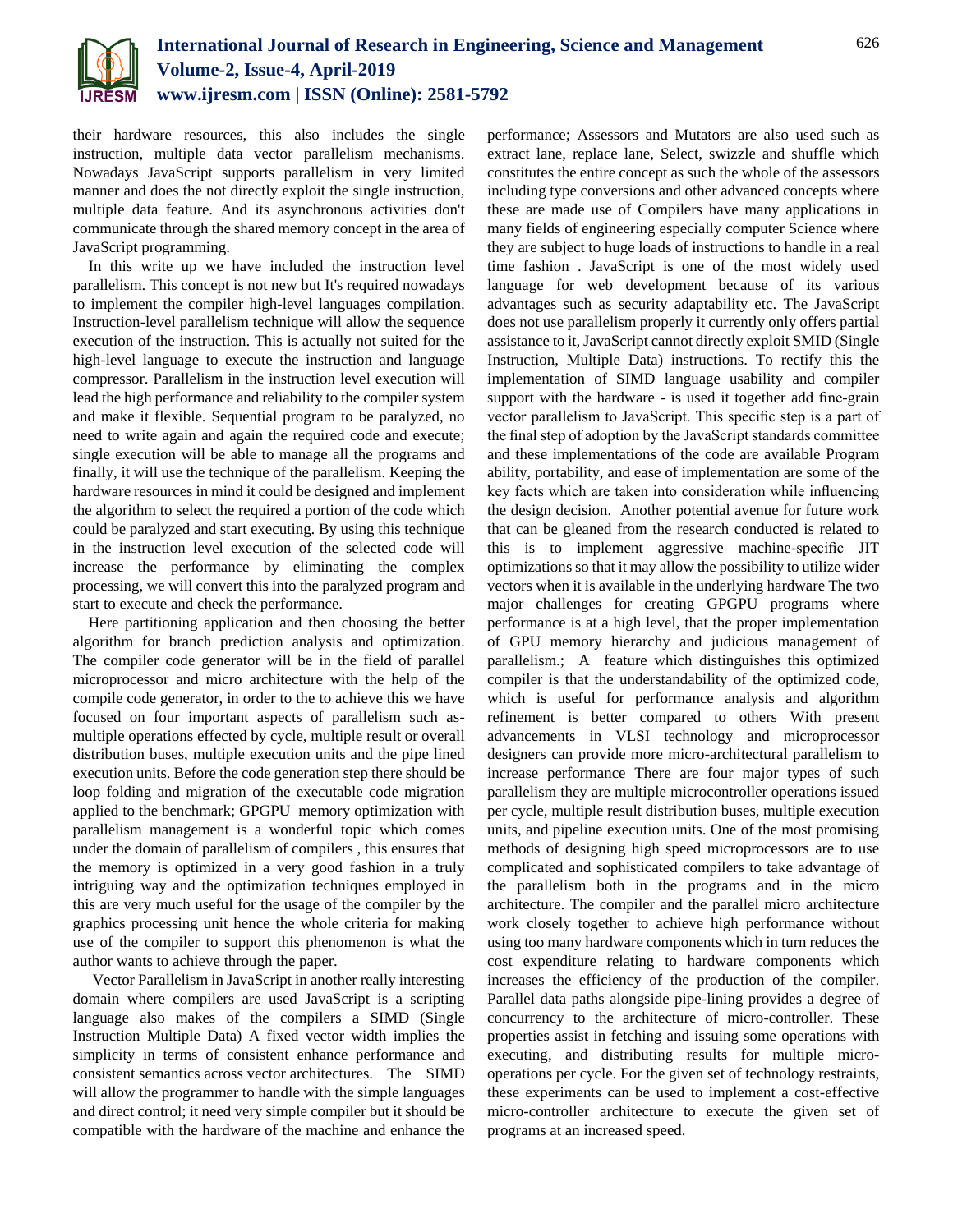their hardware resources, this also includes the single instruction, multiple data vector parallelism mechanisms. Nowadays JavaScript supports parallelism in very limited manner and does the not directly exploit the single instruction, multiple data feature. And its asynchronous activities don't communicate through the shared memory concept in the area of JavaScript programming.

In this write up we have included the instruction level parallelism. This concept is not new but It's required nowadays to implement the compiler high-level languages compilation. Instruction-level parallelism technique will allow the sequence execution of the instruction. This is actually not suited for the high-level language to execute the instruction and language compressor. Parallelism in the instruction level execution will lead the high performance and reliability to the compiler system and make it flexible. Sequential program to be paralyzed, no need to write again and again the required code and execute; single execution will be able to manage all the programs and finally, it will use the technique of the parallelism. Keeping the hardware resources in mind it could be designed and implement the algorithm to select the required a portion of the code which could be paralyzed and start executing. By using this technique in the instruction level execution of the selected code will increase the performance by eliminating the complex processing, we will convert this into the paralyzed program and start to execute and check the performance.

Here partitioning application and then choosing the better algorithm for branch prediction analysis and optimization. The compiler code generator will be in the field of parallel microprocessor and micro architecture with the help of the compile code generator, in order to the to achieve this we have focused on four important aspects of parallelism such as-multiple operations effected by cycle, multiple result or overall distribution buses, multiple execution units and the pipe lined execution units. Before the code generation step there should be loop folding and migration of the executable code migration applied to the benchmark; GPGPU memory optimization with parallelism management is a wonderful topic which comes under the domain of parallelism of compilers , this ensures that the memory is optimized in a very good fashion in a truly intriguing way and the optimization techniques employed in this are very much useful for the usage of the compiler by the graphics processing unit hence the whole criteria for making use of the compiler to support this phenomenon is what the author wants to achieve through the paper.

Vector Parallelism in JavaScript in another really interesting domain where compilers are used JavaScript is a scripting language also makes of the compilers a SIMD (Single Instruction Multiple Data) A fixed vector width implies the simplicity in terms of consistent enhance performance and consistent semantics across vector architectures. The SIMD will allow the programmer to handle with the simple languages and direct control; it need very simple compiler but it should be compatible with the hardware of the machine and enhance the performance; Assessors and Mutators are also used such as extract lane, replace lane, Select, swizzle and shuffle which constitutes the entire concept as such the whole of the assessors including type conversions and other advanced concepts where these are made use of Compilers have many applications in many fields of engineering especially computer Science where they are subject to huge loads of instructions to handle in a real time fashion . JavaScript is one of the most widely used language for web development because of its various advantages such as security adaptability etc. The JavaScript does not use parallelism properly it currently only offers partial assistance to it, JavaScript cannot directly exploit SMID (Single Instruction, Multiple Data) instructions. To rectify this the implementation of SIMD language usability and compiler support with the hardware - is used it together add fine-grain vector parallelism to JavaScript. This specific step is a part of the final step of adoption by the JavaScript standards committee and these implementations of the code are available Program ability, portability, and ease of implementation are some of the key facts which are taken into consideration while influencing the design decision. Another potential avenue for future work that can be gleaned from the research conducted is related to this is to implement aggressive machine-specific JIT optimizations so that it may allow the possibility to utilize wider vectors when it is available in the underlying hardware The two major challenges for creating GPGPU programs where performance is at a high level, that the proper implementation of GPU memory hierarchy and judicious management of parallelism.; A feature which distinguishes this optimized compiler is that the understandability of the optimized code, which is useful for performance analysis and algorithm refinement is better compared to others With present advancements in VLSI technology and microprocessor designers can provide more micro-architectural parallelism to increase performance There are four major types of such parallelism they are multiple microcontroller operations issued per cycle, multiple result distribution buses, multiple execution units, and pipeline execution units. One of the most promising methods of designing high speed microprocessors are to use complicated and sophisticated compilers to take advantage of the parallelism both in the programs and in the micro architecture. The compiler and the parallel micro architecture work closely together to achieve high performance without using too many hardware components which in turn reduces the cost expenditure relating to hardware components which increases the efficiency of the production of the compiler. Parallel data paths alongside pipe-lining provides a degree of concurrency to the architecture of micro-controller. These properties assist in fetching and issuing some operations with executing, and distributing results for multiple micro-operations per cycle. For the given set of technology restraints, these experiments can be used to implement a cost-effective micro-controller architecture to execute the given set of programs at an increased speed.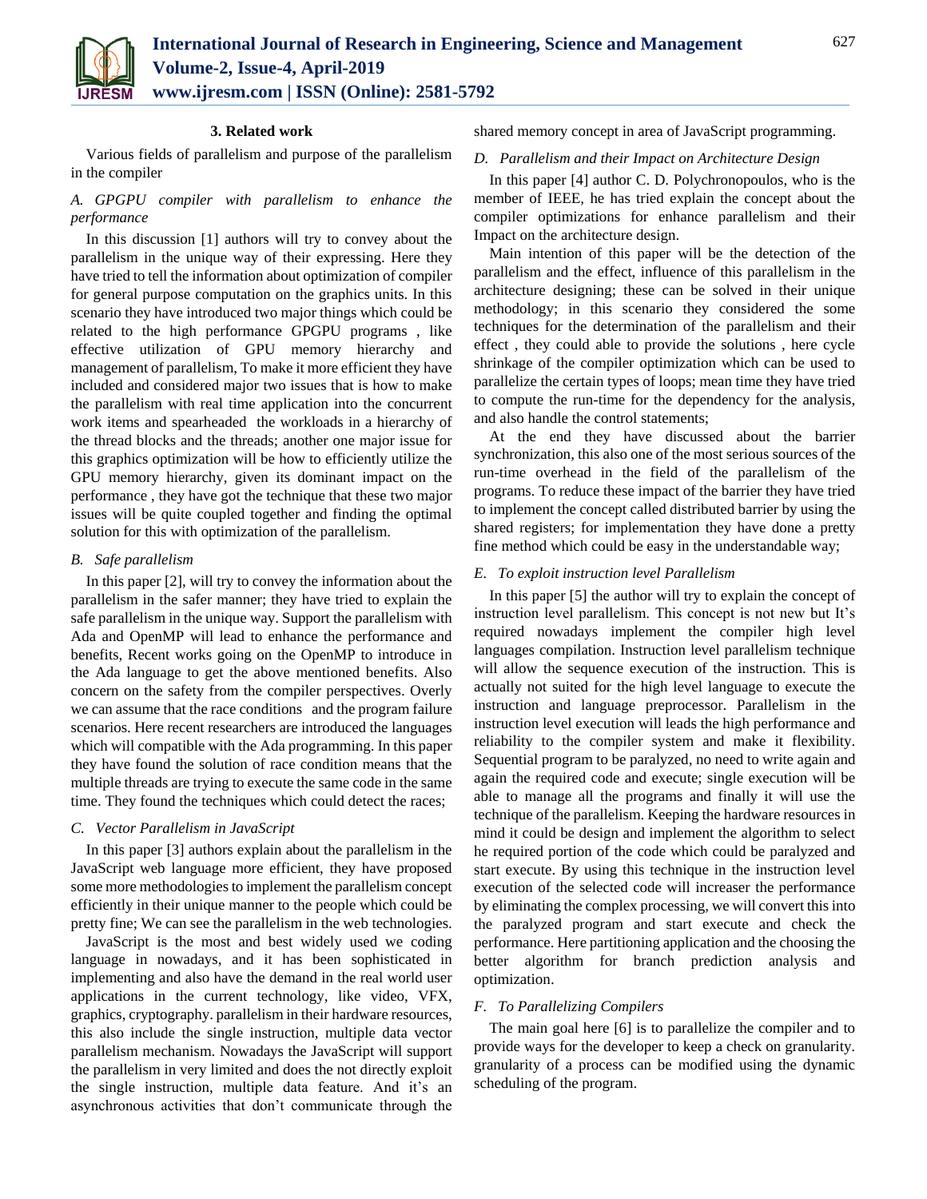## 3. Related work

Various fields of parallelism and purpose of the parallelism in the compiler

### A. GPGPU compiler with parallelism to enhance the performance

In this discussion [1] authors will try to convey about the parallelism in the unique way of their expressing. Here they have tried to tell the information about optimization of compiler for general purpose computation on the graphics units. In this scenario they have introduced two major things which could be related to the high performance GPGPU programs , like effective utilization of GPU memory hierarchy and management of parallelism, To make it more efficient they have included and considered major two issues that is how to make the parallelism with real time application into the concurrent work items and spearheaded the workloads in a hierarchy of the thread blocks and the threads; another one major issue for this graphics optimization will be how to efficiently utilize the GPU memory hierarchy, given its dominant impact on the performance , they have got the technique that these two major issues will be quite coupled together and finding the optimal solution for this with optimization of the parallelism.

### B. Safe parallelism

In this paper [2], will try to convey the information about the parallelism in the safer manner; they have tried to explain the safe parallelism in the unique way. Support the parallelism with Ada and OpenMP will lead to enhance the performance and benefits, Recent works going on the OpenMP to introduce in the Ada language to get the above mentioned benefits. Also concern on the safety from the compiler perspectives. Overly we can assume that the race conditions and the program failure scenarios. Here recent researchers are introduced the languages which will compatible with the Ada programming. In this paper they have found the solution of race condition means that the multiple threads are trying to execute the same code in the same time. They found the techniques which could detect the races;

### C. Vector Parallelism in JavaScript

In this paper [3] authors explain about the parallelism in the JavaScript web language more efficient, they have proposed some more methodologies to implement the parallelism concept efficiently in their unique manner to the people which could be pretty fine; We can see the parallelism in the web technologies.

JavaScript is the most and best widely used we coding language in nowadays, and it has been sophisticated in implementing and also have the demand in the real world user applications in the current technology, like video, VFX, graphics, cryptography. parallelism in their hardware resources, this also include the single instruction, multiple data vector parallelism mechanism. Nowadays the JavaScript will support the parallelism in very limited and does the not directly exploit the single instruction, multiple data feature. And it's an asynchronous activities that don't communicate through the shared memory concept in area of JavaScript programming.

### D. Parallelism and their Impact on Architecture Design

In this paper [4] author C. D. Polychronopoulos, who is the member of IEEE, he has tried explain the concept about the compiler optimizations for enhance parallelism and their Impact on the architecture design.

Main intention of this paper will be the detection of the parallelism and the effect, influence of this parallelism in the architecture designing; these can be solved in their unique methodology; in this scenario they considered the some techniques for the determination of the parallelism and their effect , they could able to provide the solutions , here cycle shrinkage of the compiler optimization which can be used to parallelize the certain types of loops; mean time they have tried to compute the run-time for the dependency for the analysis, and also handle the control statements;

At the end they have discussed about the barrier synchronization, this also one of the most serious sources of the run-time overhead in the field of the parallelism of the programs. To reduce these impact of the barrier they have tried to implement the concept called distributed barrier by using the shared registers; for implementation they have done a pretty fine method which could be easy in the understandable way;

### E. To exploit instruction level Parallelism

In this paper [5] the author will try to explain the concept of instruction level parallelism. This concept is not new but It's required nowadays implement the compiler high level languages compilation. Instruction level parallelism technique will allow the sequence execution of the instruction. This is actually not suited for the high level language to execute the instruction and language preprocessor. Parallelism in the instruction level execution will leads the high performance and reliability to the compiler system and make it flexibility. Sequential program to be paralyzed, no need to write again and again the required code and execute; single execution will be able to manage all the programs and finally it will use the technique of the parallelism. Keeping the hardware resources in mind it could be design and implement the algorithm to select he required portion of the code which could be paralyzed and start execute. By using this technique in the instruction level execution of the selected code will increaser the performance by eliminating the complex processing, we will convert this into the paralyzed program and start execute and check the performance. Here partitioning application and the choosing the better algorithm for branch prediction analysis and optimization.

### F. To Parallelizing Compilers

The main goal here [6] is to parallelize the compiler and to provide ways for the developer to keep a check on granularity. granularity of a process can be modified using the dynamic scheduling of the program.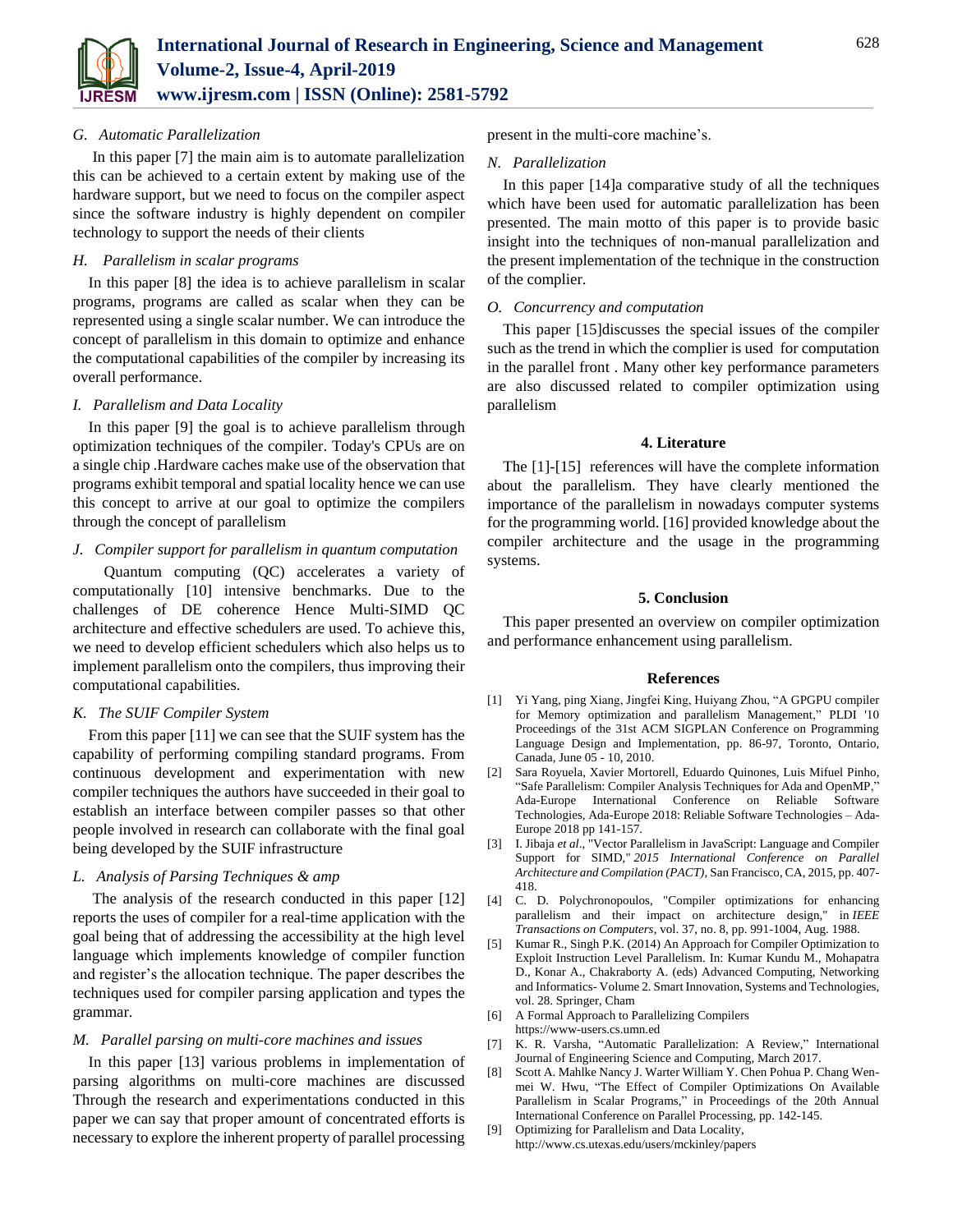### G. Automatic Parallelization

In this paper [7] the main aim is to automate parallelization this can be achieved to a certain extent by making use of the hardware support, but we need to focus on the compiler aspect since the software industry is highly dependent on compiler technology to support the needs of their clients

### H. Parallelism in scalar programs

In this paper [8] the idea is to achieve parallelism in scalar programs, programs are called as scalar when they can be represented using a single scalar number. We can introduce the concept of parallelism in this domain to optimize and enhance the computational capabilities of the compiler by increasing its overall performance.

### I. Parallelism and Data Locality

In this paper [9] the goal is to achieve parallelism through optimization techniques of the compiler. Today's CPUs are on a single chip .Hardware caches make use of the observation that programs exhibit temporal and spatial locality hence we can use this concept to arrive at our goal to optimize the compilers through the concept of parallelism

### J. Compiler support for parallelism in quantum computation

Quantum computing (QC) accelerates a variety of computationally [10] intensive benchmarks. Due to the challenges of DE coherence Hence Multi-SIMD QC architecture and effective schedulers are used. To achieve this, we need to develop efficient schedulers which also helps us to implement parallelism onto the compilers, thus improving their computational capabilities.

### K. The SUIF Compiler System

From this paper [11] we can see that the SUIF system has the capability of performing compiling standard programs. From continuous development and experimentation with new compiler techniques the authors have succeeded in their goal to establish an interface between compiler passes so that other people involved in research can collaborate with the final goal being developed by the SUIF infrastructure

### L. Analysis of Parsing Techniques & amp

The analysis of the research conducted in this paper [12] reports the uses of compiler for a real-time application with the goal being that of addressing the accessibility at the high level language which implements knowledge of compiler function and register's the allocation technique. The paper describes the techniques used for compiler parsing application and types the grammar.

### M. Parallel parsing on multi-core machines and issues

In this paper [13] various problems in implementation of parsing algorithms on multi-core machines are discussed Through the research and experimentations conducted in this paper we can say that proper amount of concentrated efforts is necessary to explore the inherent property of parallel processing present in the multi-core machine's.

### N. Parallelization

In this paper [14]a comparative study of all the techniques which have been used for automatic parallelization has been presented. The main motto of this paper is to provide basic insight into the techniques of non-manual parallelization and the present implementation of the technique in the construction of the complier.

### O. Concurrency and computation

This paper [15]discusses the special issues of the compiler such as the trend in which the complier is used for computation in the parallel front . Many other key performance parameters are also discussed related to compiler optimization using parallelism

## 4. Literature

The [1]-[15] references will have the complete information about the parallelism. They have clearly mentioned the importance of the parallelism in nowadays computer systems for the programming world. [16] provided knowledge about the compiler architecture and the usage in the programming systems.

## 5. Conclusion

This paper presented an overview on compiler optimization and performance enhancement using parallelism.

## References

[1] Yi Yang, ping Xiang, Jingfei King, Huiyang Zhou, "A GPGPU compiler for Memory optimization and parallelism Management," PLDI '10 Proceedings of the 31st ACM SIGPLAN Conference on Programming Language Design and Implementation, pp. 86-97, Toronto, Ontario, Canada, June 05 - 10, 2010.

[2] Sara Royuela, Xavier Mortorell, Eduardo Quinones, Luis Mifuel Pinho, "Safe Parallelism: Compiler Analysis Techniques for Ada and OpenMP," Ada-Europe International Conference on Reliable Software Technologies, Ada-Europe 2018: Reliable Software Technologies – Ada-Europe 2018 pp 141-157.

[3] I. Jibaja *et al*., "Vector Parallelism in JavaScript: Language and Compiler Support for SIMD," *2015 International Conference on Parallel Architecture and Compilation (PACT)*, San Francisco, CA, 2015, pp. 407-418.

[4] C. D. Polychronopoulos, "Compiler optimizations for enhancing parallelism and their impact on architecture design," in *IEEE Transactions on Computers*, vol. 37, no. 8, pp. 991-1004, Aug. 1988.

[5] Kumar R., Singh P.K. (2014) An Approach for Compiler Optimization to Exploit Instruction Level Parallelism. In: Kumar Kundu M., Mohapatra D., Konar A., Chakraborty A. (eds) Advanced Computing, Networking and Informatics- Volume 2. Smart Innovation, Systems and Technologies, vol. 28. Springer, Cham

[6] A Formal Approach to Parallelizing Compilers https://www-users.cs.umn.ed

[7] K. R. Varsha, "Automatic Parallelization: A Review," International Journal of Engineering Science and Computing, March 2017.

[8] Scott A. Mahlke Nancy J. Warter William Y. Chen Pohua P. Chang Wen-mei W. Hwu, "The Effect of Compiler Optimizations On Available Parallelism in Scalar Programs," in Proceedings of the 20th Annual International Conference on Parallel Processing, pp. 142-145.

[9] Optimizing for Parallelism and Data Locality, http://www.cs.utexas.edu/users/mckinley/papers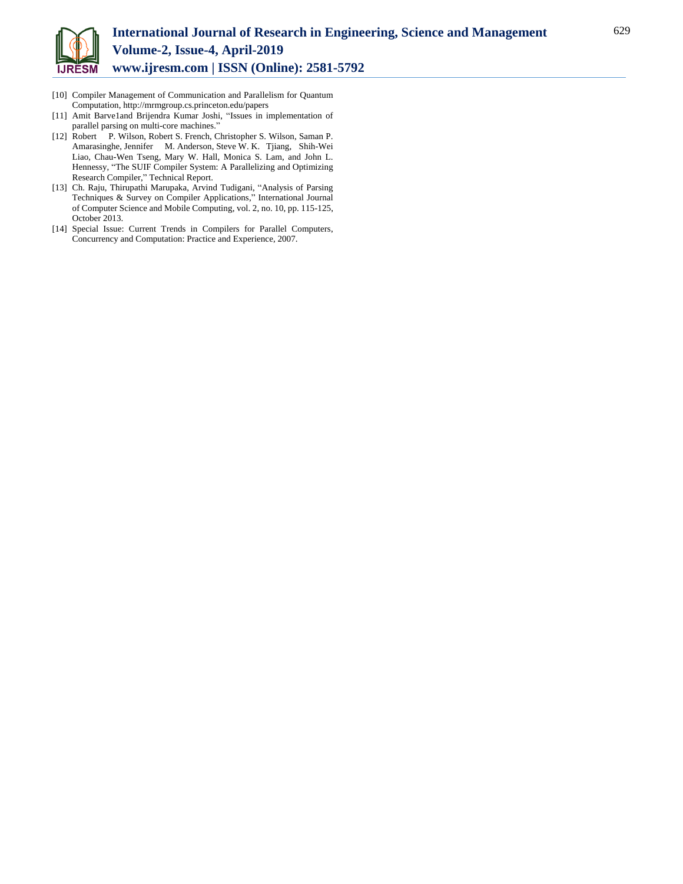[10] Compiler Management of Communication and Parallelism for Quantum Computation, http://mrmgroup.cs.princeton.edu/papers

[11] Amit Barve1and Brijendra Kumar Joshi, "Issues in implementation of parallel parsing on multi-core machines."

[12] Robert P. Wilson, Robert S. French, Christopher S. Wilson, Saman P. Amarasinghe, Jennifer M. Anderson, Steve W. K. Tjiang, Shih-Wei Liao, Chau-Wen Tseng, Mary W. Hall, Monica S. Lam, and John L. Hennessy, "The SUIF Compiler System: A Parallelizing and Optimizing Research Compiler," Technical Report.

[13] Ch. Raju, Thirupathi Marupaka, Arvind Tudigani, "Analysis of Parsing Techniques & Survey on Compiler Applications," International Journal of Computer Science and Mobile Computing, vol. 2, no. 10, pp. 115-125, October 2013.

[14] Special Issue: Current Trends in Compilers for Parallel Computers, Concurrency and Computation: Practice and Experience, 2007.